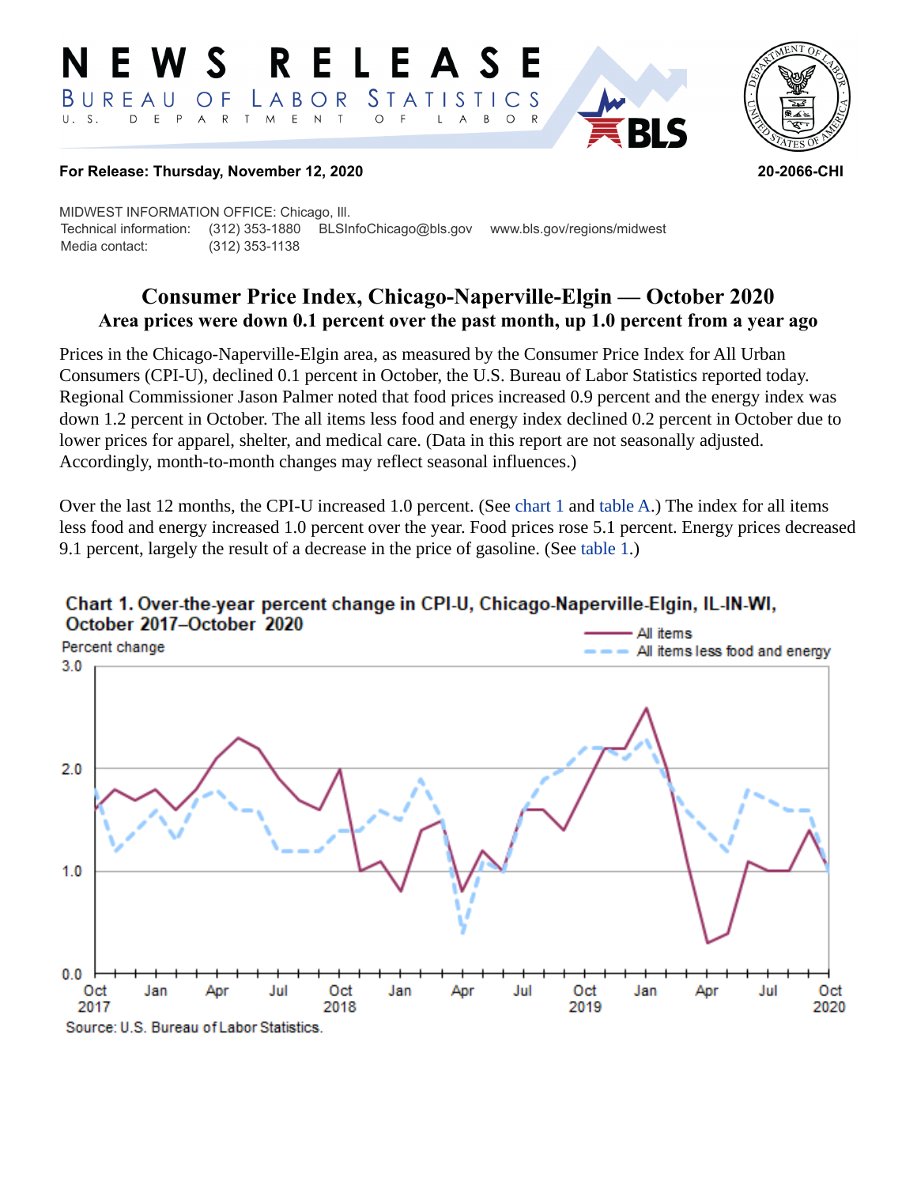# NEWS RELEASE

BUREAU OF LABOR STATISTICS

U. S. DEPARTMENT OF LABOR

**For Release: Thursday, November 12, 2020** **20-2066-CHI**

MIDWEST INFORMATION OFFICE: Chicago, Ill.
Technical information: (312) 353-1880 BLSInfoChicago@bls.gov www.bls.gov/regions/midwest
Media contact: (312) 353-1138

## Consumer Price Index, Chicago-Naperville-Elgin — October 2020

### Area prices were down 0.1 percent over the past month, up 1.0 percent from a year ago

Prices in the Chicago-Naperville-Elgin area, as measured by the Consumer Price Index for All Urban Consumers (CPI-U), declined 0.1 percent in October, the U.S. Bureau of Labor Statistics reported today. Regional Commissioner Jason Palmer noted that food prices increased 0.9 percent and the energy index was down 1.2 percent in October. The all items less food and energy index declined 0.2 percent in October due to lower prices for apparel, shelter, and medical care. (Data in this report are not seasonally adjusted. Accordingly, month-to-month changes may reflect seasonal influences.)

Over the last 12 months, the CPI-U increased 1.0 percent. (See chart 1 and table A.) The index for all items less food and energy increased 1.0 percent over the year. Food prices rose 5.1 percent. Energy prices decreased 9.1 percent, largely the result of a decrease in the price of gasoline. (See table 1.)

**Chart 1. Over-the-year percent change in CPI-U, Chicago-Naperville-Elgin, IL-IN-WI, October 2017–October 2020**

Source: U.S. Bureau of Labor Statistics.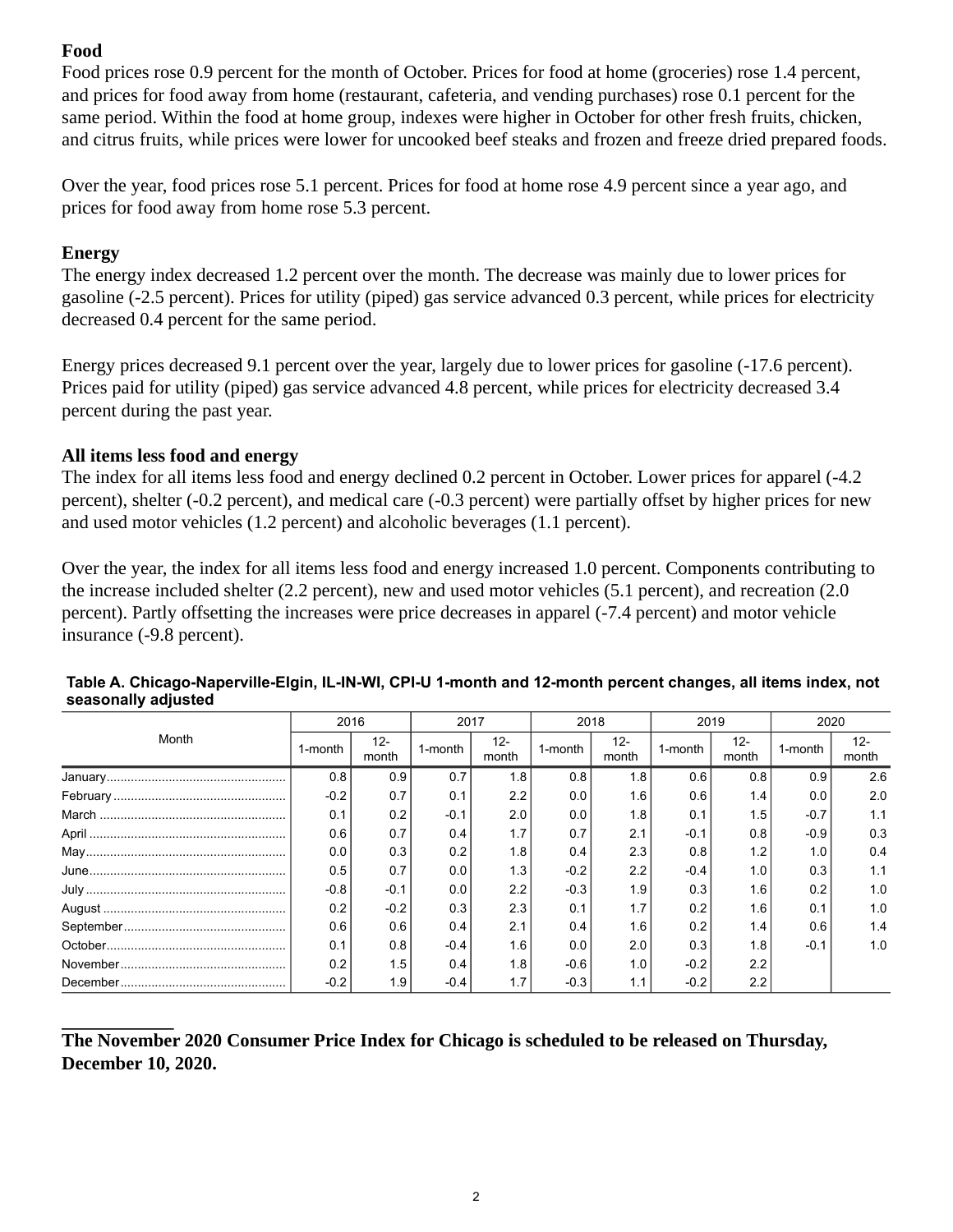**Food**
Food prices rose 0.9 percent for the month of October. Prices for food at home (groceries) rose 1.4 percent, and prices for food away from home (restaurant, cafeteria, and vending purchases) rose 0.1 percent for the same period. Within the food at home group, indexes were higher in October for other fresh fruits, chicken, and citrus fruits, while prices were lower for uncooked beef steaks and frozen and freeze dried prepared foods.

Over the year, food prices rose 5.1 percent. Prices for food at home rose 4.9 percent since a year ago, and prices for food away from home rose 5.3 percent.

**Energy**
The energy index decreased 1.2 percent over the month. The decrease was mainly due to lower prices for gasoline (-2.5 percent). Prices for utility (piped) gas service advanced 0.3 percent, while prices for electricity decreased 0.4 percent for the same period.

Energy prices decreased 9.1 percent over the year, largely due to lower prices for gasoline (-17.6 percent). Prices paid for utility (piped) gas service advanced 4.8 percent, while prices for electricity decreased 3.4 percent during the past year.

**All items less food and energy**
The index for all items less food and energy declined 0.2 percent in October. Lower prices for apparel (-4.2 percent), shelter (-0.2 percent), and medical care (-0.3 percent) were partially offset by higher prices for new and used motor vehicles (1.2 percent) and alcoholic beverages (1.1 percent).

Over the year, the index for all items less food and energy increased 1.0 percent. Components contributing to the increase included shelter (2.2 percent), new and used motor vehicles (5.1 percent), and recreation (2.0 percent). Partly offsetting the increases were price decreases in apparel (-7.4 percent) and motor vehicle insurance (-9.8 percent).

**Table A. Chicago-Naperville-Elgin, IL-IN-WI, CPI-U 1-month and 12-month percent changes, all items index, not seasonally adjusted**

| Month | 2016 | | 2017 | | 2018 | | 2019 | | 2020 | |
|---|---|---|---|---|---|---|---|---|---|---|
| | 1-month | 12-month | 1-month | 12-month | 1-month | 12-month | 1-month | 12-month | 1-month | 12-month |
| January | 0.8 | 0.9 | 0.7 | 1.8 | 0.8 | 1.8 | 0.6 | 0.8 | 0.9 | 2.6 |
| February | -0.2 | 0.7 | 0.1 | 2.2 | 0.0 | 1.6 | 0.6 | 1.4 | 0.0 | 2.0 |
| March | 0.1 | 0.2 | -0.1 | 2.0 | 0.0 | 1.8 | 0.1 | 1.5 | -0.7 | 1.1 |
| April | 0.6 | 0.7 | 0.4 | 1.7 | 0.7 | 2.1 | -0.1 | 0.8 | -0.9 | 0.3 |
| May | 0.0 | 0.3 | 0.2 | 1.8 | 0.4 | 2.3 | 0.8 | 1.2 | 1.0 | 0.4 |
| June | 0.5 | 0.7 | 0.0 | 1.3 | -0.2 | 2.2 | -0.4 | 1.0 | 0.3 | 1.1 |
| July | -0.8 | -0.1 | 0.0 | 2.2 | -0.3 | 1.9 | 0.3 | 1.6 | 0.2 | 1.0 |
| August | 0.2 | -0.2 | 0.3 | 2.3 | 0.1 | 1.7 | 0.2 | 1.6 | 0.1 | 1.0 |
| September | 0.6 | 0.6 | 0.4 | 2.1 | 0.4 | 1.6 | 0.2 | 1.4 | 0.6 | 1.4 |
| October | 0.1 | 0.8 | -0.4 | 1.6 | 0.0 | 2.0 | 0.3 | 1.8 | -0.1 | 1.0 |
| November | 0.2 | 1.5 | 0.4 | 1.8 | -0.6 | 1.0 | -0.2 | 2.2 | | |
| December | -0.2 | 1.9 | -0.4 | 1.7 | -0.3 | 1.1 | -0.2 | 2.2 | | |

**The November 2020 Consumer Price Index for Chicago is scheduled to be released on Thursday, December 10, 2020.**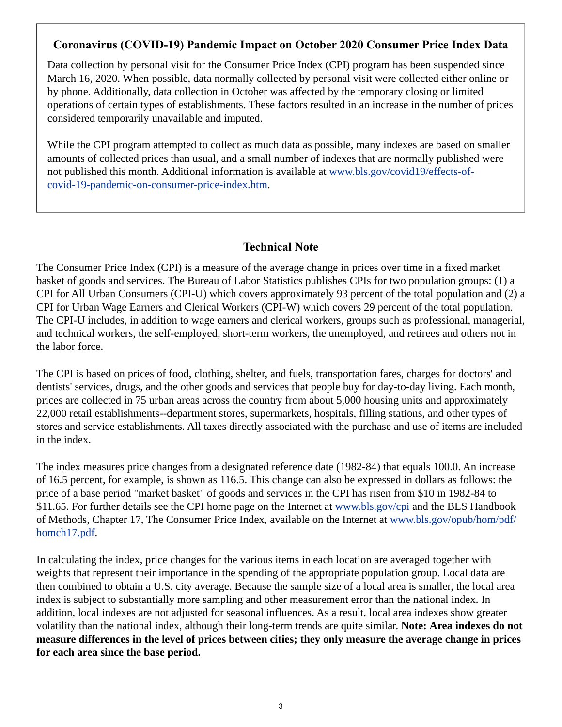### Coronavirus (COVID-19) Pandemic Impact on October 2020 Consumer Price Index Data

Data collection by personal visit for the Consumer Price Index (CPI) program has been suspended since March 16, 2020. When possible, data normally collected by personal visit were collected either online or by phone. Additionally, data collection in October was affected by the temporary closing or limited operations of certain types of establishments. These factors resulted in an increase in the number of prices considered temporarily unavailable and imputed.

While the CPI program attempted to collect as much data as possible, many indexes are based on smaller amounts of collected prices than usual, and a small number of indexes that are normally published were not published this month. Additional information is available at www.bls.gov/covid19/effects-of-covid-19-pandemic-on-consumer-price-index.htm.

## Technical Note

The Consumer Price Index (CPI) is a measure of the average change in prices over time in a fixed market basket of goods and services. The Bureau of Labor Statistics publishes CPIs for two population groups: (1) a CPI for All Urban Consumers (CPI-U) which covers approximately 93 percent of the total population and (2) a CPI for Urban Wage Earners and Clerical Workers (CPI-W) which covers 29 percent of the total population. The CPI-U includes, in addition to wage earners and clerical workers, groups such as professional, managerial, and technical workers, the self-employed, short-term workers, the unemployed, and retirees and others not in the labor force.

The CPI is based on prices of food, clothing, shelter, and fuels, transportation fares, charges for doctors' and dentists' services, drugs, and the other goods and services that people buy for day-to-day living. Each month, prices are collected in 75 urban areas across the country from about 5,000 housing units and approximately 22,000 retail establishments--department stores, supermarkets, hospitals, filling stations, and other types of stores and service establishments. All taxes directly associated with the purchase and use of items are included in the index.

The index measures price changes from a designated reference date (1982-84) that equals 100.0. An increase of 16.5 percent, for example, is shown as 116.5. This change can also be expressed in dollars as follows: the price of a base period "market basket" of goods and services in the CPI has risen from $10 in 1982-84 to $11.65. For further details see the CPI home page on the Internet at www.bls.gov/cpi and the BLS Handbook of Methods, Chapter 17, The Consumer Price Index, available on the Internet at www.bls.gov/opub/hom/pdf/homch17.pdf.

In calculating the index, price changes for the various items in each location are averaged together with weights that represent their importance in the spending of the appropriate population group. Local data are then combined to obtain a U.S. city average. Because the sample size of a local area is smaller, the local area index is subject to substantially more sampling and other measurement error than the national index. In addition, local indexes are not adjusted for seasonal influences. As a result, local area indexes show greater volatility than the national index, although their long-term trends are quite similar. **Note: Area indexes do not measure differences in the level of prices between cities; they only measure the average change in prices for each area since the base period.**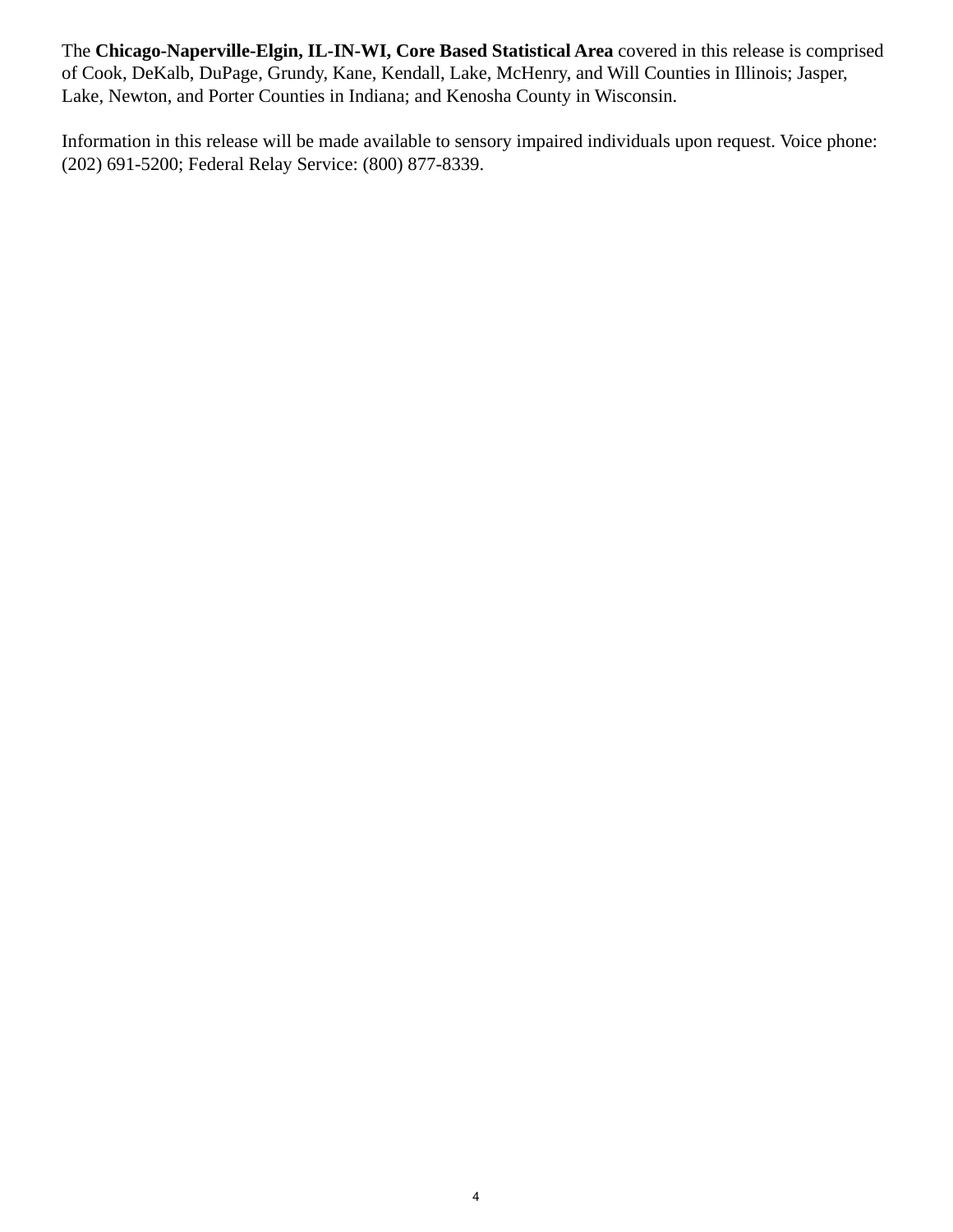The **Chicago-Naperville-Elgin, IL-IN-WI, Core Based Statistical Area** covered in this release is comprised of Cook, DeKalb, DuPage, Grundy, Kane, Kendall, Lake, McHenry, and Will Counties in Illinois; Jasper, Lake, Newton, and Porter Counties in Indiana; and Kenosha County in Wisconsin.

Information in this release will be made available to sensory impaired individuals upon request. Voice phone: (202) 691-5200; Federal Relay Service: (800) 877-8339.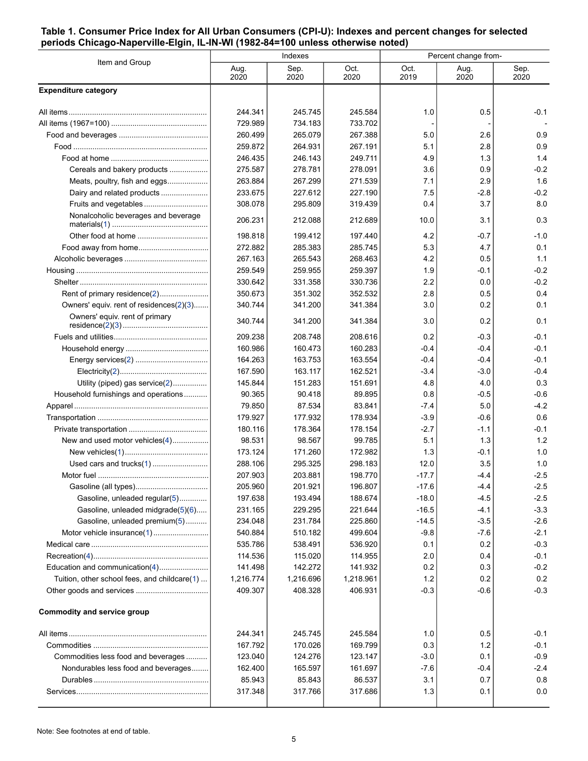**Table 1. Consumer Price Index for All Urban Consumers (CPI-U): Indexes and percent changes for selected periods Chicago-Naperville-Elgin, IL-IN-WI (1982-84=100 unless otherwise noted)**

| Item and Group | Indexes | | | Percent change from- | | |
|---|---|---|---|---|---|---|
| | Aug. 2020 | Sep. 2020 | Oct. 2020 | Oct. 2019 | Aug. 2020 | Sep. 2020 |
| **Expenditure category** | | | | | | |
| All items | 244.341 | 245.745 | 245.584 | 1.0 | 0.5 | -0.1 |
| All items (1967=100) | 729.989 | 734.183 | 733.702 | - | - | - |
| Food and beverages | 260.499 | 265.079 | 267.388 | 5.0 | 2.6 | 0.9 |
| Food | 259.872 | 264.931 | 267.191 | 5.1 | 2.8 | 0.9 |
| Food at home | 246.435 | 246.143 | 249.711 | 4.9 | 1.3 | 1.4 |
| Cereals and bakery products | 275.587 | 278.781 | 278.091 | 3.6 | 0.9 | -0.2 |
| Meats, poultry, fish and eggs | 263.884 | 267.299 | 271.539 | 7.1 | 2.9 | 1.6 |
| Dairy and related products | 233.675 | 227.612 | 227.190 | 7.5 | -2.8 | -0.2 |
| Fruits and vegetables | 308.078 | 295.809 | 319.439 | 0.4 | 3.7 | 8.0 |
| Nonalcoholic beverages and beverage materials(1) | 206.231 | 212.088 | 212.689 | 10.0 | 3.1 | 0.3 |
| Other food at home | 198.818 | 199.412 | 197.440 | 4.2 | -0.7 | -1.0 |
| Food away from home | 272.882 | 285.383 | 285.745 | 5.3 | 4.7 | 0.1 |
| Alcoholic beverages | 267.163 | 265.543 | 268.463 | 4.2 | 0.5 | 1.1 |
| Housing | 259.549 | 259.955 | 259.397 | 1.9 | -0.1 | -0.2 |
| Shelter | 330.642 | 331.358 | 330.736 | 2.2 | 0.0 | -0.2 |
| Rent of primary residence(2) | 350.673 | 351.302 | 352.532 | 2.8 | 0.5 | 0.4 |
| Owners' equiv. rent of residences(2)(3) | 340.744 | 341.200 | 341.384 | 3.0 | 0.2 | 0.1 |
| Owners' equiv. rent of primary residence(2)(3) | 340.744 | 341.200 | 341.384 | 3.0 | 0.2 | 0.1 |
| Fuels and utilities | 209.238 | 208.748 | 208.616 | 0.2 | -0.3 | -0.1 |
| Household energy | 160.986 | 160.473 | 160.283 | -0.4 | -0.4 | -0.1 |
| Energy services(2) | 164.263 | 163.753 | 163.554 | -0.4 | -0.4 | -0.1 |
| Electricity(2) | 167.590 | 163.117 | 162.521 | -3.4 | -3.0 | -0.4 |
| Utility (piped) gas service(2) | 145.844 | 151.283 | 151.691 | 4.8 | 4.0 | 0.3 |
| Household furnishings and operations | 90.365 | 90.418 | 89.895 | 0.8 | -0.5 | -0.6 |
| Apparel | 79.850 | 87.534 | 83.841 | -7.4 | 5.0 | -4.2 |
| Transportation | 179.927 | 177.932 | 178.934 | -3.9 | -0.6 | 0.6 |
| Private transportation | 180.116 | 178.364 | 178.154 | -2.7 | -1.1 | -0.1 |
| New and used motor vehicles(4) | 98.531 | 98.567 | 99.785 | 5.1 | 1.3 | 1.2 |
| New vehicles(1) | 173.124 | 171.260 | 172.982 | 1.3 | -0.1 | 1.0 |
| Used cars and trucks(1) | 288.106 | 295.325 | 298.183 | 12.0 | 3.5 | 1.0 |
| Motor fuel | 207.903 | 203.881 | 198.770 | -17.7 | -4.4 | -2.5 |
| Gasoline (all types) | 205.960 | 201.921 | 196.807 | -17.6 | -4.4 | -2.5 |
| Gasoline, unleaded regular(5) | 197.638 | 193.494 | 188.674 | -18.0 | -4.5 | -2.5 |
| Gasoline, unleaded midgrade(5)(6) | 231.165 | 229.295 | 221.644 | -16.5 | -4.1 | -3.3 |
| Gasoline, unleaded premium(5) | 234.048 | 231.784 | 225.860 | -14.5 | -3.5 | -2.6 |
| Motor vehicle insurance(1) | 540.884 | 510.182 | 499.604 | -9.8 | -7.6 | -2.1 |
| Medical care | 535.786 | 538.491 | 536.920 | 0.1 | 0.2 | -0.3 |
| Recreation(4) | 114.536 | 115.020 | 114.955 | 2.0 | 0.4 | -0.1 |
| Education and communication(4) | 141.498 | 142.272 | 141.932 | 0.2 | 0.3 | -0.2 |
| Tuition, other school fees, and childcare(1) | 1,216.774 | 1,216.696 | 1,218.961 | 1.2 | 0.2 | 0.2 |
| Other goods and services | 409.307 | 408.328 | 406.931 | -0.3 | -0.6 | -0.3 |
| **Commodity and service group** | | | | | | |
| All items | 244.341 | 245.745 | 245.584 | 1.0 | 0.5 | -0.1 |
| Commodities | 167.792 | 170.026 | 169.799 | 0.3 | 1.2 | -0.1 |
| Commodities less food and beverages | 123.040 | 124.276 | 123.147 | -3.0 | 0.1 | -0.9 |
| Nondurables less food and beverages | 162.400 | 165.597 | 161.697 | -7.6 | -0.4 | -2.4 |
| Durables | 85.943 | 85.843 | 86.537 | 3.1 | 0.7 | 0.8 |
| Services | 317.348 | 317.766 | 317.686 | 1.3 | 0.1 | 0.0 |

Note: See footnotes at end of table.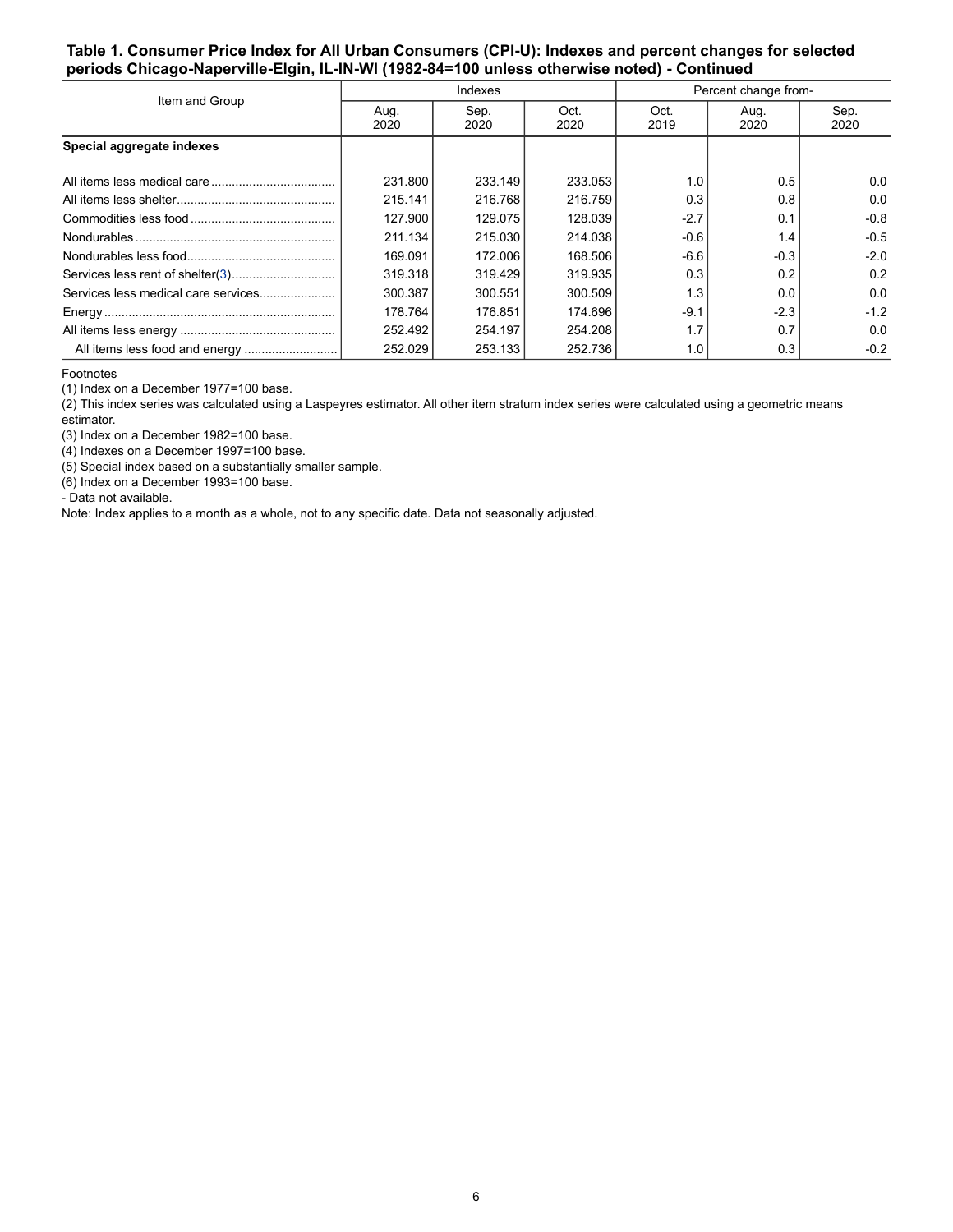**Table 1. Consumer Price Index for All Urban Consumers (CPI-U): Indexes and percent changes for selected periods Chicago-Naperville-Elgin, IL-IN-WI (1982-84=100 unless otherwise noted) - Continued**

| Item and Group | Indexes | | | Percent change from- | | |
|---|---|---|---|---|---|---|
| | Aug. 2020 | Sep. 2020 | Oct. 2020 | Oct. 2019 | Aug. 2020 | Sep. 2020 |
| **Special aggregate indexes** | | | | | | |
| All items less medical care | 231.800 | 233.149 | 233.053 | 1.0 | 0.5 | 0.0 |
| All items less shelter | 215.141 | 216.768 | 216.759 | 0.3 | 0.8 | 0.0 |
| Commodities less food | 127.900 | 129.075 | 128.039 | -2.7 | 0.1 | -0.8 |
| Nondurables | 211.134 | 215.030 | 214.038 | -0.6 | 1.4 | -0.5 |
| Nondurables less food | 169.091 | 172.006 | 168.506 | -6.6 | -0.3 | -2.0 |
| Services less rent of shelter(3) | 319.318 | 319.429 | 319.935 | 0.3 | 0.2 | 0.2 |
| Services less medical care services | 300.387 | 300.551 | 300.509 | 1.3 | 0.0 | 0.0 |
| Energy | 178.764 | 176.851 | 174.696 | -9.1 | -2.3 | -1.2 |
| All items less energy | 252.492 | 254.197 | 254.208 | 1.7 | 0.7 | 0.0 |
| All items less food and energy | 252.029 | 253.133 | 252.736 | 1.0 | 0.3 | -0.2 |

Footnotes
(1) Index on a December 1977=100 base.
(2) This index series was calculated using a Laspeyres estimator. All other item stratum index series were calculated using a geometric means estimator.
(3) Index on a December 1982=100 base.
(4) Indexes on a December 1997=100 base.
(5) Special index based on a substantially smaller sample.
(6) Index on a December 1993=100 base.
- Data not available.
Note: Index applies to a month as a whole, not to any specific date. Data not seasonally adjusted.